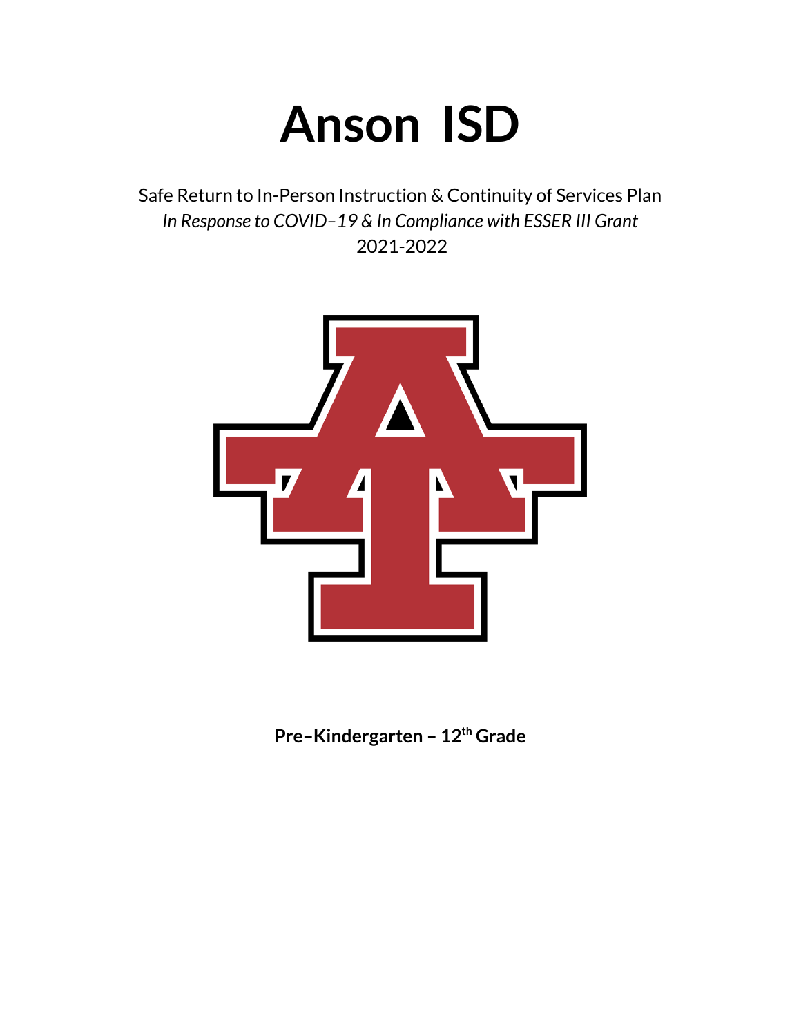# Anson ISD

Safe Return to In-Person Instruction & Continuity of Services Plan

*In Response to COVID–19 & In Compliance with ESSER III Grant*

2021-2022

**Pre–Kindergarten – 12th Grade**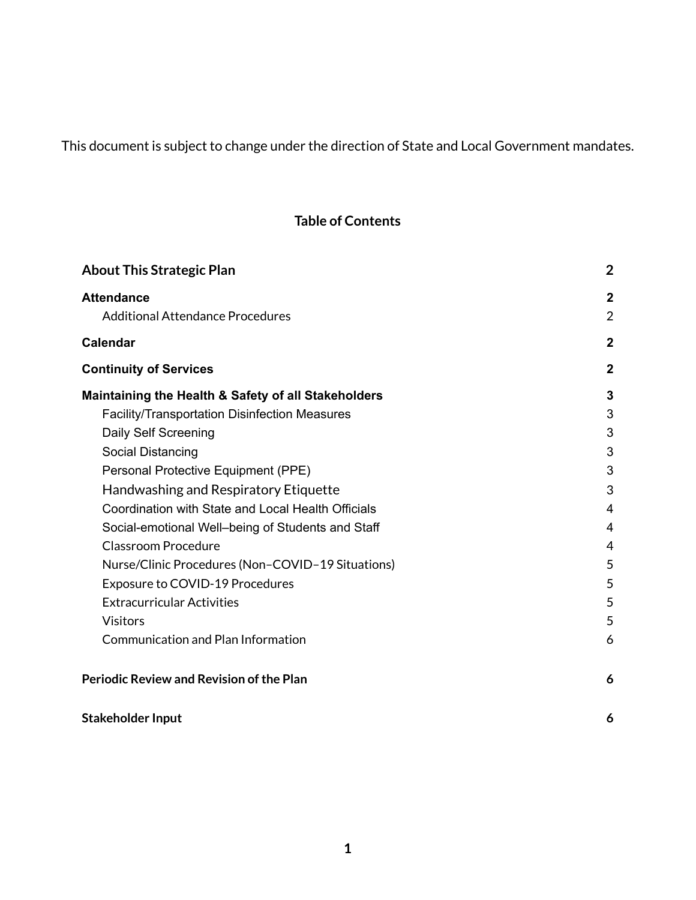This document is subject to change under the direction of State and Local Government mandates.

## Table of Contents

| | |
|---|---|
| **About This Strategic Plan** | **2** |
| **Attendance** | **2** |
| Additional Attendance Procedures | 2 |
| **Calendar** | **2** |
| **Continuity of Services** | **2** |
| **Maintaining the Health & Safety of all Stakeholders** | **3** |
| Facility/Transportation Disinfection Measures | 3 |
| Daily Self Screening | 3 |
| Social Distancing | 3 |
| Personal Protective Equipment (PPE) | 3 |
| Handwashing and Respiratory Etiquette | 3 |
| Coordination with State and Local Health Officials | 4 |
| Social-emotional Well–being of Students and Staff | 4 |
| Classroom Procedure | 4 |
| Nurse/Clinic Procedures (Non–COVID–19 Situations) | 5 |
| Exposure to COVID-19 Procedures | 5 |
| Extracurricular Activities | 5 |
| Visitors | 5 |
| Communication and Plan Information | 6 |
| **Periodic Review and Revision of the Plan** | **6** |
| **Stakeholder Input** | **6** |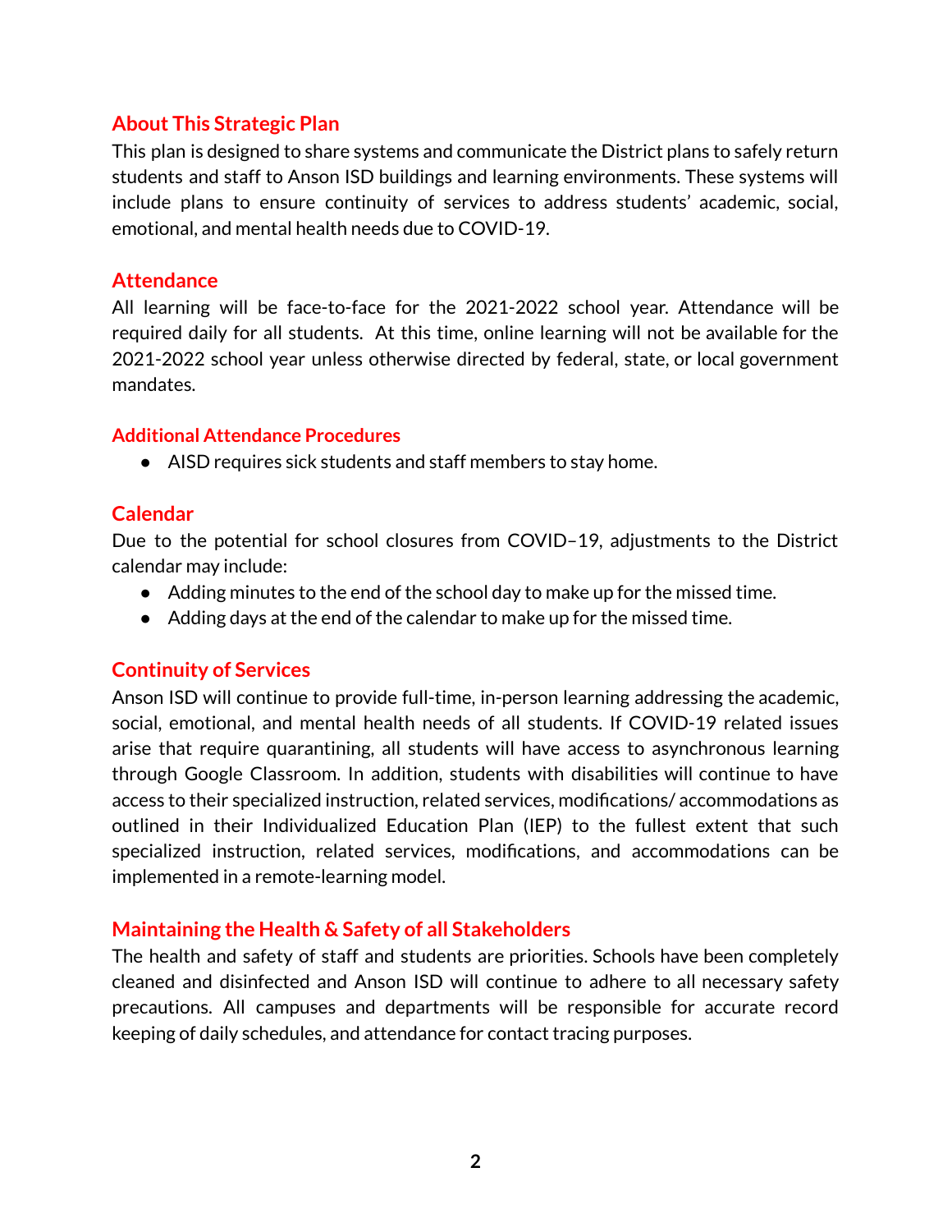## About This Strategic Plan

This plan is designed to share systems and communicate the District plans to safely return students and staff to Anson ISD buildings and learning environments. These systems will include plans to ensure continuity of services to address students' academic, social, emotional, and mental health needs due to COVID-19.

## Attendance

All learning will be face-to-face for the 2021-2022 school year. Attendance will be required daily for all students. At this time, online learning will not be available for the 2021-2022 school year unless otherwise directed by federal, state, or local government mandates.

### Additional Attendance Procedures

- AISD requires sick students and staff members to stay home.

## Calendar

Due to the potential for school closures from COVID–19, adjustments to the District calendar may include:

- Adding minutes to the end of the school day to make up for the missed time.
- Adding days at the end of the calendar to make up for the missed time.

## Continuity of Services

Anson ISD will continue to provide full-time, in-person learning addressing the academic, social, emotional, and mental health needs of all students. If COVID-19 related issues arise that require quarantining, all students will have access to asynchronous learning through Google Classroom. In addition, students with disabilities will continue to have access to their specialized instruction, related services, modifications/ accommodations as outlined in their Individualized Education Plan (IEP) to the fullest extent that such specialized instruction, related services, modifications, and accommodations can be implemented in a remote-learning model.

## Maintaining the Health & Safety of all Stakeholders

The health and safety of staff and students are priorities. Schools have been completely cleaned and disinfected and Anson ISD will continue to adhere to all necessary safety precautions. All campuses and departments will be responsible for accurate record keeping of daily schedules, and attendance for contact tracing purposes.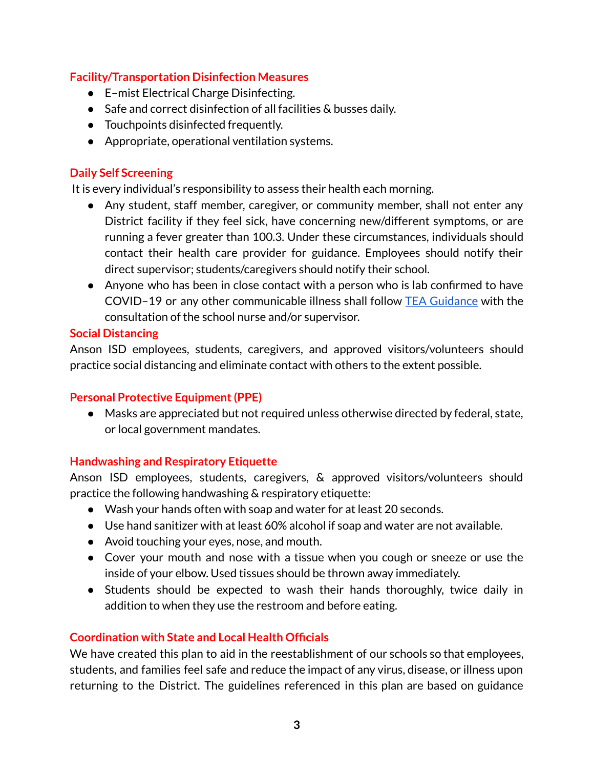### Facility/Transportation Disinfection Measures

- E–mist Electrical Charge Disinfecting.
- Safe and correct disinfection of all facilities & busses daily.
- Touchpoints disinfected frequently.
- Appropriate, operational ventilation systems.

### Daily Self Screening

It is every individual's responsibility to assess their health each morning.

- Any student, staff member, caregiver, or community member, shall not enter any District facility if they feel sick, have concerning new/different symptoms, or are running a fever greater than 100.3. Under these circumstances, individuals should contact their health care provider for guidance. Employees should notify their direct supervisor; students/caregivers should notify their school.
- Anyone who has been in close contact with a person who is lab confirmed to have COVID–19 or any other communicable illness shall follow [TEA Guidance] with the consultation of the school nurse and/or supervisor.

### Social Distancing

Anson ISD employees, students, caregivers, and approved visitors/volunteers should practice social distancing and eliminate contact with others to the extent possible.

### Personal Protective Equipment (PPE)

- Masks are appreciated but not required unless otherwise directed by federal, state, or local government mandates.

### Handwashing and Respiratory Etiquette

Anson ISD employees, students, caregivers, & approved visitors/volunteers should practice the following handwashing & respiratory etiquette:

- Wash your hands often with soap and water for at least 20 seconds.
- Use hand sanitizer with at least 60% alcohol if soap and water are not available.
- Avoid touching your eyes, nose, and mouth.
- Cover your mouth and nose with a tissue when you cough or sneeze or use the inside of your elbow. Used tissues should be thrown away immediately.
- Students should be expected to wash their hands thoroughly, twice daily in addition to when they use the restroom and before eating.

### Coordination with State and Local Health Officials

We have created this plan to aid in the reestablishment of our schools so that employees, students, and families feel safe and reduce the impact of any virus, disease, or illness upon returning to the District. The guidelines referenced in this plan are based on guidance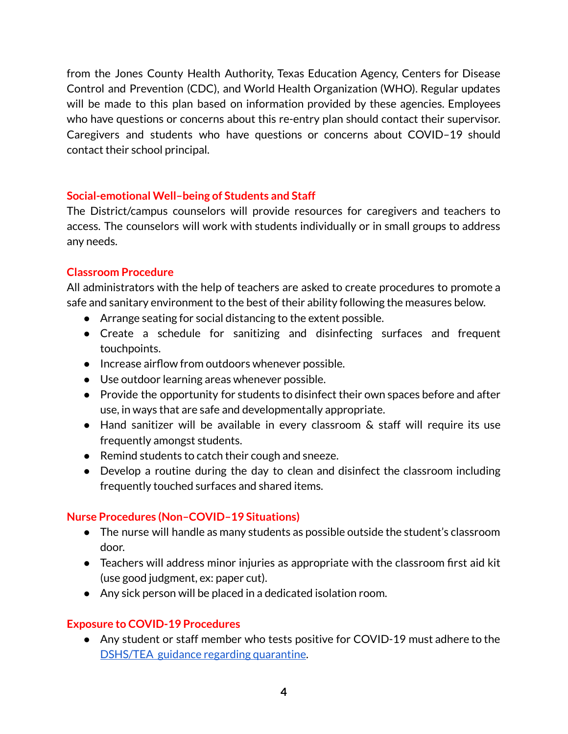from the Jones County Health Authority, Texas Education Agency, Centers for Disease Control and Prevention (CDC), and World Health Organization (WHO). Regular updates will be made to this plan based on information provided by these agencies. Employees who have questions or concerns about this re-entry plan should contact their supervisor. Caregivers and students who have questions or concerns about COVID–19 should contact their school principal.

## Social-emotional Well–being of Students and Staff

The District/campus counselors will provide resources for caregivers and teachers to access. The counselors will work with students individually or in small groups to address any needs.

## Classroom Procedure

All administrators with the help of teachers are asked to create procedures to promote a safe and sanitary environment to the best of their ability following the measures below.

- Arrange seating for social distancing to the extent possible.
- Create a schedule for sanitizing and disinfecting surfaces and frequent touchpoints.
- Increase airflow from outdoors whenever possible.
- Use outdoor learning areas whenever possible.
- Provide the opportunity for students to disinfect their own spaces before and after use, in ways that are safe and developmentally appropriate.
- Hand sanitizer will be available in every classroom & staff will require its use frequently amongst students.
- Remind students to catch their cough and sneeze.
- Develop a routine during the day to clean and disinfect the classroom including frequently touched surfaces and shared items.

## Nurse Procedures (Non–COVID–19 Situations)

- The nurse will handle as many students as possible outside the student's classroom door.
- Teachers will address minor injuries as appropriate with the classroom first aid kit (use good judgment, ex: paper cut).
- Any sick person will be placed in a dedicated isolation room.

## Exposure to COVID-19 Procedures

- Any student or staff member who tests positive for COVID-19 must adhere to the DSHS/TEA guidance regarding quarantine.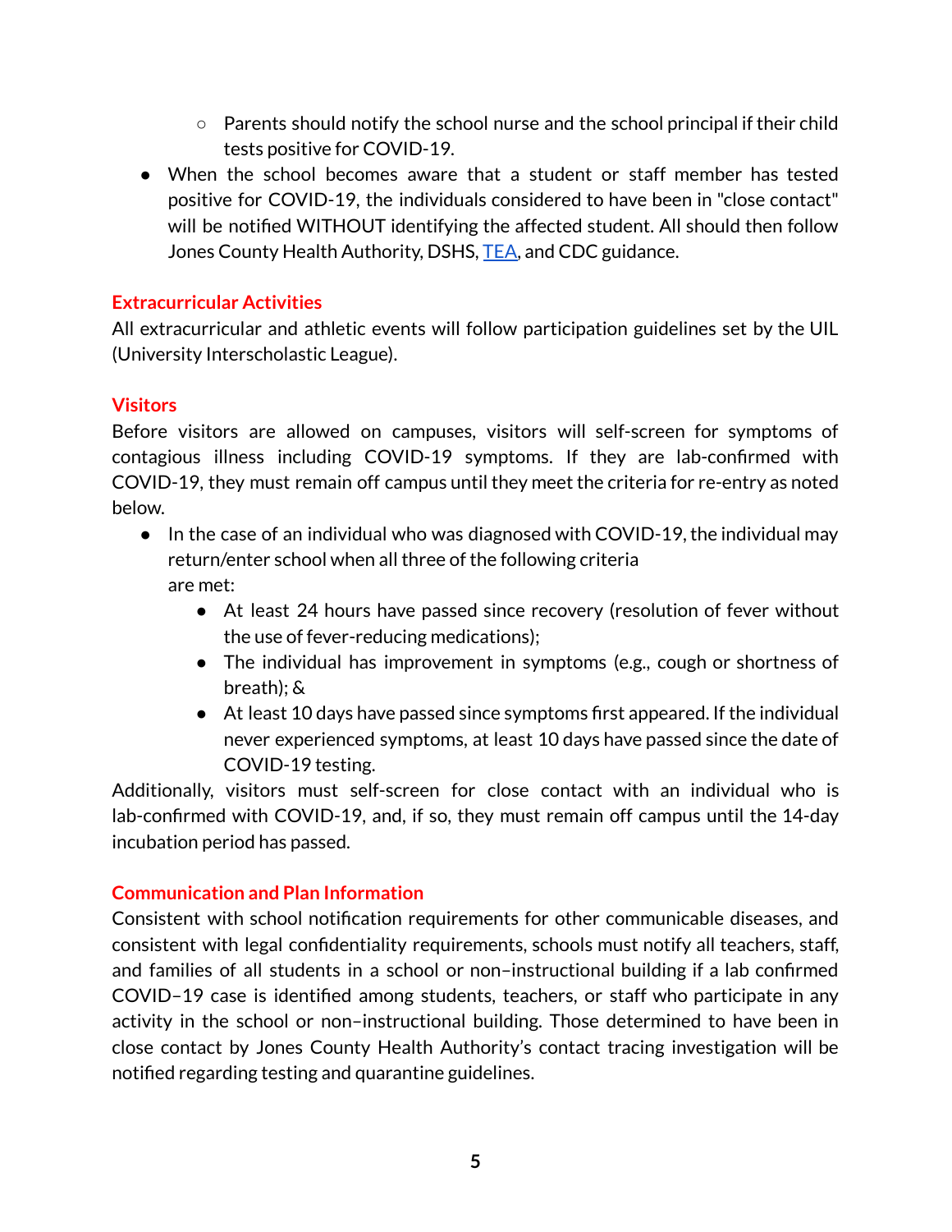- Parents should notify the school nurse and the school principal if their child tests positive for COVID-19.
- When the school becomes aware that a student or staff member has tested positive for COVID-19, the individuals considered to have been in "close contact" will be notified WITHOUT identifying the affected student. All should then follow Jones County Health Authority, DSHS, TEA, and CDC guidance.

## Extracurricular Activities

All extracurricular and athletic events will follow participation guidelines set by the UIL (University Interscholastic League).

## Visitors

Before visitors are allowed on campuses, visitors will self-screen for symptoms of contagious illness including COVID-19 symptoms. If they are lab-confirmed with COVID-19, they must remain off campus until they meet the criteria for re-entry as noted below.

- In the case of an individual who was diagnosed with COVID-19, the individual may return/enter school when all three of the following criteria are met:
    - At least 24 hours have passed since recovery (resolution of fever without the use of fever-reducing medications);
    - The individual has improvement in symptoms (e.g., cough or shortness of breath); &
    - At least 10 days have passed since symptoms first appeared. If the individual never experienced symptoms, at least 10 days have passed since the date of COVID-19 testing.

Additionally, visitors must self-screen for close contact with an individual who is lab-confirmed with COVID-19, and, if so, they must remain off campus until the 14-day incubation period has passed.

## Communication and Plan Information

Consistent with school notification requirements for other communicable diseases, and consistent with legal confidentiality requirements, schools must notify all teachers, staff, and families of all students in a school or non–instructional building if a lab confirmed COVID–19 case is identified among students, teachers, or staff who participate in any activity in the school or non–instructional building. Those determined to have been in close contact by Jones County Health Authority's contact tracing investigation will be notified regarding testing and quarantine guidelines.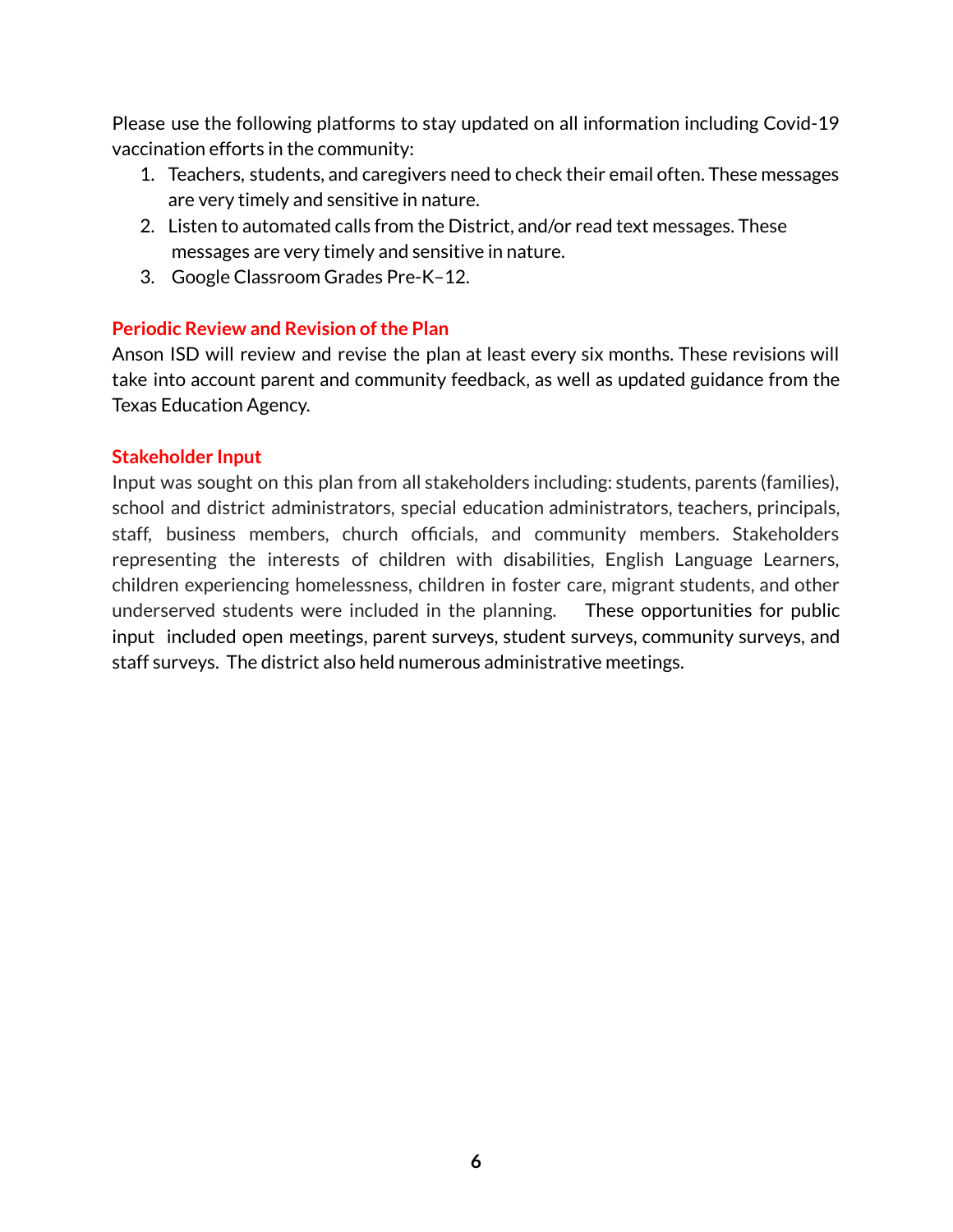Please use the following platforms to stay updated on all information including Covid-19 vaccination efforts in the community:

1. Teachers, students, and caregivers need to check their email often. These messages are very timely and sensitive in nature.
2. Listen to automated calls from the District, and/or read text messages. These messages are very timely and sensitive in nature.
3. Google Classroom Grades Pre-K–12.

## Periodic Review and Revision of the Plan

Anson ISD will review and revise the plan at least every six months. These revisions will take into account parent and community feedback, as well as updated guidance from the Texas Education Agency.

## Stakeholder Input

Input was sought on this plan from all stakeholders including: students, parents (families), school and district administrators, special education administrators, teachers, principals, staff, business members, church officials, and community members. Stakeholders representing the interests of children with disabilities, English Language Learners, children experiencing homelessness, children in foster care, migrant students, and other underserved students were included in the planning. These opportunities for public input included open meetings, parent surveys, student surveys, community surveys, and staff surveys. The district also held numerous administrative meetings.